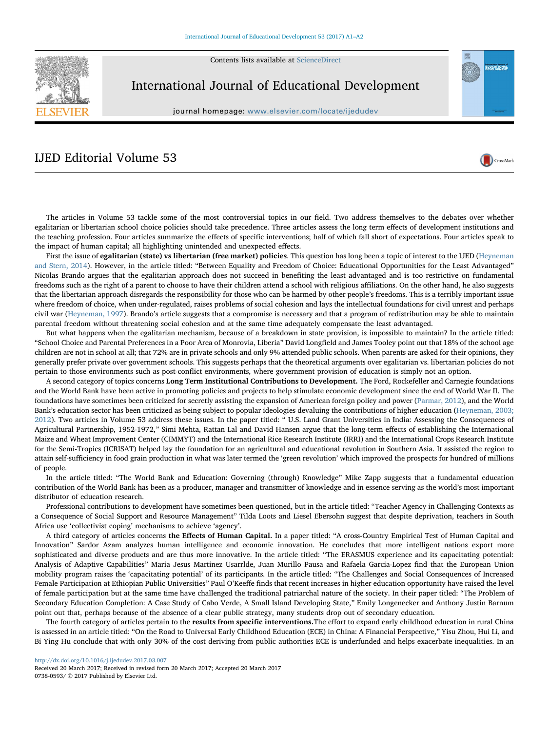Contents lists available at ScienceDirect

# International Journal of Educational Development

journal homepage: www.elsevier.com/locate/ijedudev

## IJED Editorial Volume 53

The articles in Volume 53 tackle some of the most controversial topics in our field. Two address themselves to the debates over whether egalitarian or libertarian school choice policies should take precedence. Three articles assess the long term effects of development institutions and the teaching profession. Four articles summarize the effects of specific interventions; half of which fall short of expectations. Four articles speak to the impact of human capital; all highlighting unintended and unexpected effects.

First the issue of **egalitarian (state) vs libertarian (free market) policies**. This question has long been a topic of interest to the IJED (Heyneman and Stern, 2014). However, in the article titled: "Between Equality and Freedom of Choice: Educational Opportunities for the Least Advantaged" Nicolas Brando argues that the egalitarian approach does not succeed in benefiting the least advantaged and is too restrictive on fundamental freedoms such as the right of a parent to choose to have their children attend a school with religious affiliations. On the other hand, he also suggests that the libertarian approach disregards the responsibility for those who can be harmed by other people's freedoms. This is a terribly important issue where freedom of choice, when under-regulated, raises problems of social cohesion and lays the intellectual foundations for civil unrest and perhaps civil war (Heyneman, 1997). Brando's article suggests that a compromise is necessary and that a program of redistribution may be able to maintain parental freedom without threatening social cohesion and at the same time adequately compensate the least advantaged.

But what happens when the egalitarian mechanism, because of a breakdown in state provision, is impossible to maintain? In the article titled: "School Choice and Parental Preferences in a Poor Area of Monrovia, Liberia" David Longfield and James Tooley point out that 18% of the school age children are not in school at all; that 72% are in private schools and only 9% attended public schools. When parents are asked for their opinions, they generally prefer private over government schools. This suggests perhaps that the theoretical arguments over egalitarian vs. libertarian policies do not pertain to those environments such as post-conflict environments, where government provision of education is simply not an option.

A second category of topics concerns **Long Term Institutional Contributions to Development.** The Ford, Rockefeller and Carnegie foundations and the World Bank have been active in promoting policies and projects to help stimulate economic development since the end of World War II. The foundations have sometimes been criticized for secretly assisting the expansion of American foreign policy and power (Parmar, 2012), and the World Bank's education sector has been criticized as being subject to popular ideologies devaluing the contributions of higher education (Heyneman, 2003; 2012). Two articles in Volume 53 address these issues. In the paper titled: " U.S. Land Grant Universities in India: Assessing the Consequences of Agricultural Partnership, 1952-1972," Simi Mehta, Rattan Lal and David Hansen argue that the long-term effects of establishing the International Maize and Wheat Improvement Center (CIMMYT) and the International Rice Research Institute (IRRI) and the International Crops Research Institute for the Semi-Tropics (ICRISAT) helped lay the foundation for an agricultural and educational revolution in Southern Asia. It assisted the region to attain self-sufficiency in food grain production in what was later termed the 'green revolution' which improved the prospects for hundred of millions of people.

In the article titled: "The World Bank and Education: Governing (through) Knowledge" Mike Zapp suggests that a fundamental education contribution of the World Bank has been as a producer, manager and transmitter of knowledge and in essence serving as the world's most important distributor of education research.

Professional contributions to development have sometimes been questioned, but in the article titled: "Teacher Agency in Challenging Contexts as a Consequence of Social Support and Resource Management" Tilda Loots and Liesel Ebersohn suggest that despite deprivation, teachers in South Africa use 'collectivist coping' mechanisms to achieve 'agency'.

A third category of articles concerns **the Effects of Human Capital.** In a paper titled: "A cross-Country Empirical Test of Human Capital and Innovation" Sardor Azam analyzes human intelligence and economic innovation. He concludes that more intelligent nations export more sophisticated and diverse products and are thus more innovative. In the article titled: "The ERASMUS experience and its capacitating potential: Analysis of Adaptive Capabilities" Maria Jesus Martinez Usarrlde, Juan Murillo Pausa and Rafaela Garcia-Lopez find that the European Union mobility program raises the 'capacitating potential' of its participants. In the article titled: "The Challenges and Social Consequences of Increased Female Participation at Ethiopian Public Universities" Paul O'Keeffe finds that recent increases in higher education opportunity have raised the level of female participation but at the same time have challenged the traditional patriarchal nature of the society. In their paper titled: "The Problem of Secondary Education Completion: A Case Study of Cabo Verde, A Small Island Developing State," Emily Longenecker and Anthony Justin Barnum point out that, perhaps because of the absence of a clear public strategy, many students drop out of secondary education.

The fourth category of articles pertain to the **results from specific interventions.**The effort to expand early childhood education in rural China is assessed in an article titled: "On the Road to Universal Early Childhood Education (ECE) in China: A Financial Perspective," Yisu Zhou, Hui Li, and Bi Ying Hu conclude that with only 30% of the cost deriving from public authorities ECE is underfunded and helps exacerbate inequalities. In an

http://dx.doi.org/10.1016/j.ijedudev.2017.03.007
Received 20 March 2017; Received in revised form 20 March 2017; Accepted 20 March 2017
0738-0593/ © 2017 Published by Elsevier Ltd.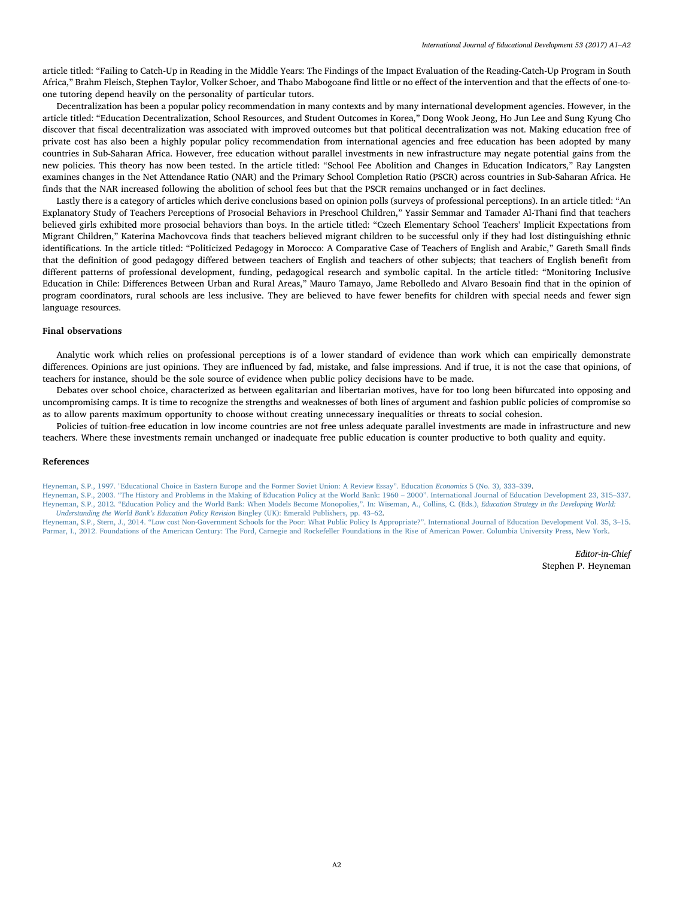article titled: "Failing to Catch-Up in Reading in the Middle Years: The Findings of the Impact Evaluation of the Reading-Catch-Up Program in South Africa," Brahm Fleisch, Stephen Taylor, Volker Schoer, and Thabo Mabogoane find little or no effect of the intervention and that the effects of one-to-one tutoring depend heavily on the personality of particular tutors.

Decentralization has been a popular policy recommendation in many contexts and by many international development agencies. However, in the article titled: "Education Decentralization, School Resources, and Student Outcomes in Korea," Dong Wook Jeong, Ho Jun Lee and Sung Kyung Cho discover that fiscal decentralization was associated with improved outcomes but that political decentralization was not. Making education free of private cost has also been a highly popular policy recommendation from international agencies and free education has been adopted by many countries in Sub-Saharan Africa. However, free education without parallel investments in new infrastructure may negate potential gains from the new policies. This theory has now been tested. In the article titled: "School Fee Abolition and Changes in Education Indicators," Ray Langsten examines changes in the Net Attendance Ratio (NAR) and the Primary School Completion Ratio (PSCR) across countries in Sub-Saharan Africa. He finds that the NAR increased following the abolition of school fees but that the PSCR remains unchanged or in fact declines.

Lastly there is a category of articles which derive conclusions based on opinion polls (surveys of professional perceptions). In an article titled: "An Explanatory Study of Teachers Perceptions of Prosocial Behaviors in Preschool Children," Yassir Semmar and Tamader Al-Thani find that teachers believed girls exhibited more prosocial behaviors than boys. In the article titled: "Czech Elementary School Teachers' Implicit Expectations from Migrant Children," Katerina Machovcova finds that teachers believed migrant children to be successful only if they had lost distinguishing ethnic identifications. In the article titled: "Politicized Pedagogy in Morocco: A Comparative Case of Teachers of English and Arabic," Gareth Small finds that the definition of good pedagogy differed between teachers of English and teachers of other subjects; that teachers of English benefit from different patterns of professional development, funding, pedagogical research and symbolic capital. In the article titled: "Monitoring Inclusive Education in Chile: Differences Between Urban and Rural Areas," Mauro Tamayo, Jame Rebolledo and Alvaro Besoain find that in the opinion of program coordinators, rural schools are less inclusive. They are believed to have fewer benefits for children with special needs and fewer sign language resources.

## Final observations

Analytic work which relies on professional perceptions is of a lower standard of evidence than work which can empirically demonstrate differences. Opinions are just opinions. They are influenced by fad, mistake, and false impressions. And if true, it is not the case that opinions, of teachers for instance, should be the sole source of evidence when public policy decisions have to be made.

Debates over school choice, characterized as between egalitarian and libertarian motives, have for too long been bifurcated into opposing and uncompromising camps. It is time to recognize the strengths and weaknesses of both lines of argument and fashion public policies of compromise so as to allow parents maximum opportunity to choose without creating unnecessary inequalities or threats to social cohesion.

Policies of tuition-free education in low income countries are not free unless adequate parallel investments are made in infrastructure and new teachers. Where these investments remain unchanged or inadequate free public education is counter productive to both quality and equity.

## References

Heyneman, S.P., 1997. "Educational Choice in Eastern Europe and the Former Soviet Union: A Review Essay". Education *Economics* 5 (No. 3), 333–339.

Heyneman, S.P., 2003. "The History and Problems in the Making of Education Policy at the World Bank: 1960 – 2000". International Journal of Education Development 23, 315–337.

Heyneman, S.P., 2012. "Education Policy and the World Bank: When Models Become Monopolies,". In: Wiseman, A., Collins, C. (Eds.), *Education Strategy in the Developing World: Understanding the World Bank's Education Policy Revision* Bingley (UK): Emerald Publishers, pp. 43–62.

Heyneman, S.P., Stern, J., 2014. "Low cost Non-Government Schools for the Poor: What Public Policy Is Appropriate?". International Journal of Education Development Vol. 35, 3–15.

Parmar, I., 2012. Foundations of the American Century: The Ford, Carnegie and Rockefeller Foundations in the Rise of American Power. Columbia University Press, New York.

*Editor-in-Chief*
Stephen P. Heyneman